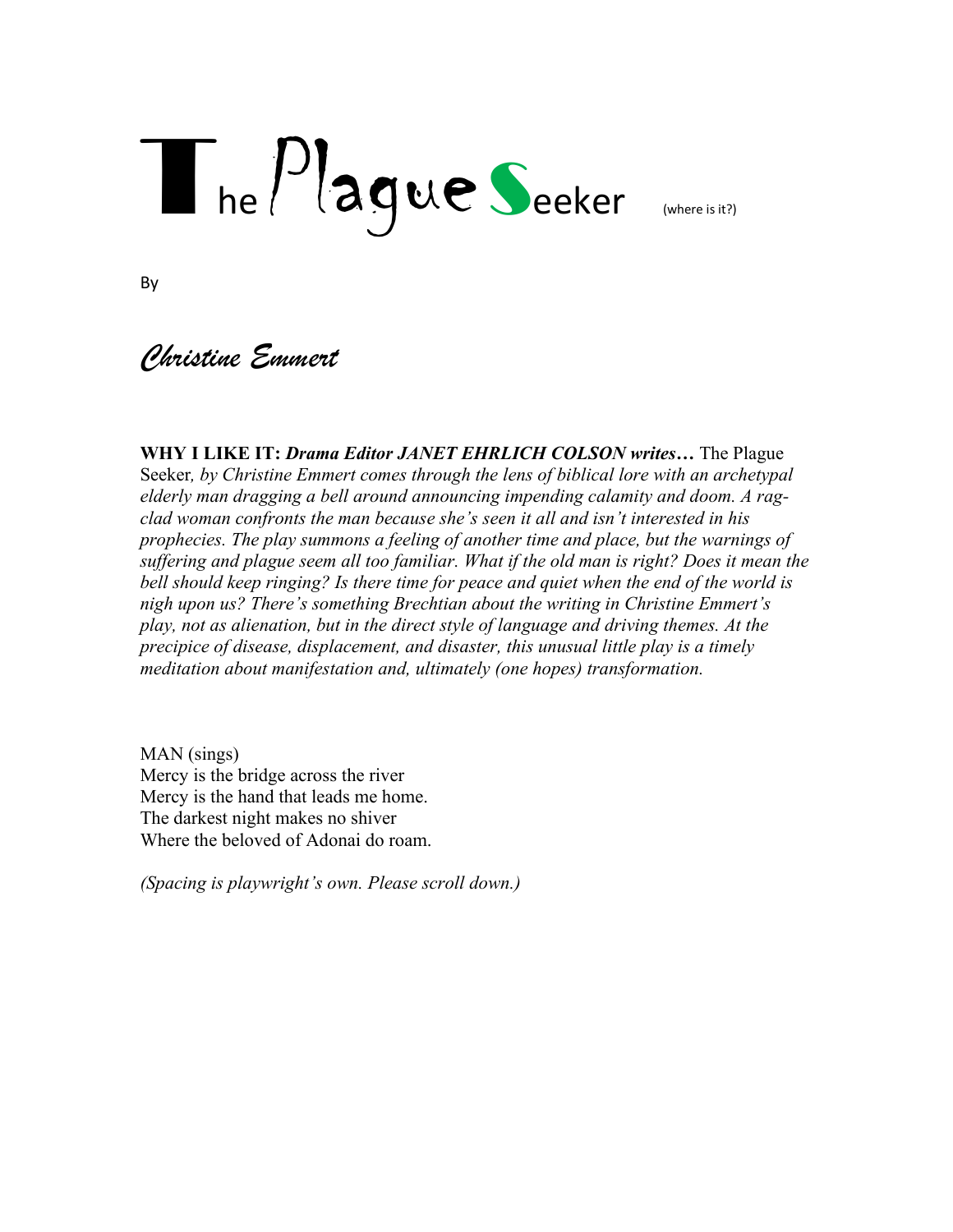# The Plague Seeker (where is it?)

By

*Christine Emmert*

**WHY I LIKE IT:** ***Drama Editor JANET EHRLICH COLSON writes…*** The Plague Seeker*, by Christine Emmert comes through the lens of biblical lore with an archetypal elderly man dragging a bell around announcing impending calamity and doom. A rag-clad woman confronts the man because she's seen it all and isn't interested in his prophecies. The play summons a feeling of another time and place, but the warnings of suffering and plague seem all too familiar. What if the old man is right? Does it mean the bell should keep ringing? Is there time for peace and quiet when the end of the world is nigh upon us? There's something Brechtian about the writing in Christine Emmert's play, not as alienation, but in the direct style of language and driving themes. At the precipice of disease, displacement, and disaster, this unusual little play is a timely meditation about manifestation and, ultimately (one hopes) transformation.*

MAN (sings)
Mercy is the bridge across the river
Mercy is the hand that leads me home.
The darkest night makes no shiver
Where the beloved of Adonai do roam.

*(Spacing is playwright's own. Please scroll down.)*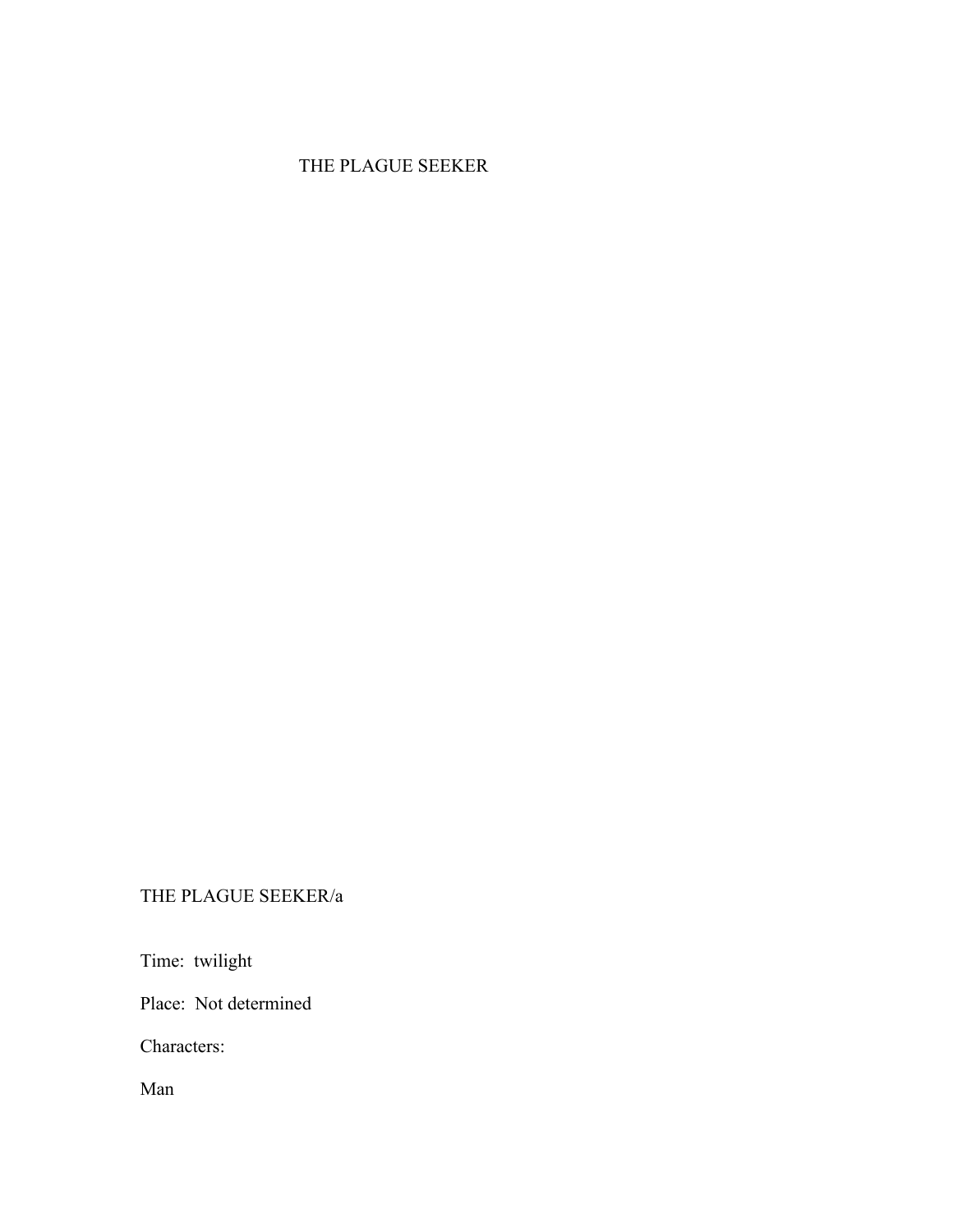# THE PLAGUE SEEKER

THE PLAGUE SEEKER/a

Time: twilight

Place: Not determined

Characters:

Man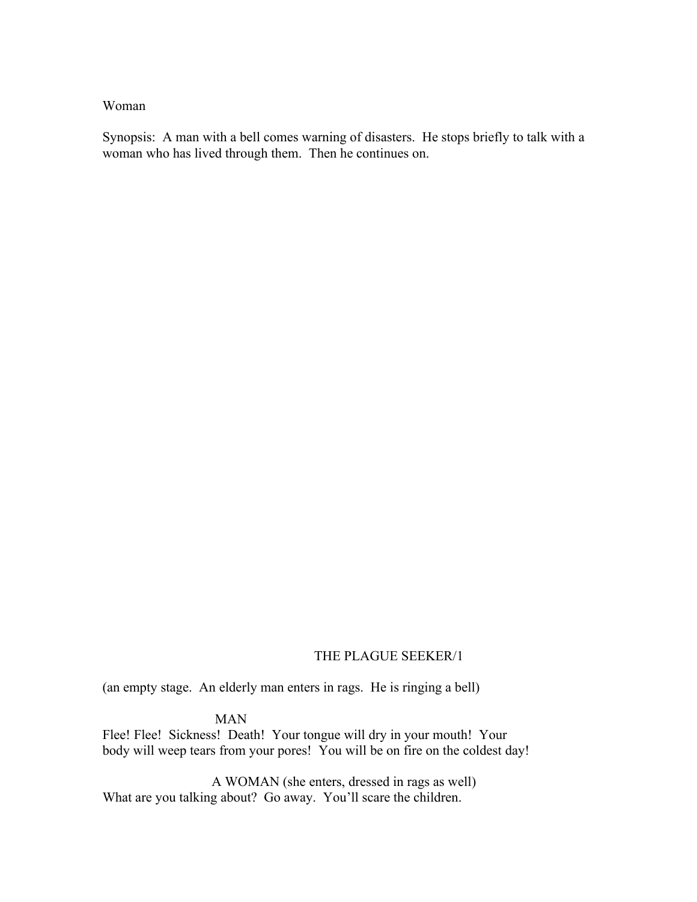Woman

Synopsis: A man with a bell comes warning of disasters. He stops briefly to talk with a woman who has lived through them. Then he continues on.

THE PLAGUE SEEKER/1

(an empty stage. An elderly man enters in rags. He is ringing a bell)

MAN

Flee! Flee! Sickness! Death! Your tongue will dry in your mouth! Your body will weep tears from your pores! You will be on fire on the coldest day!

A WOMAN (she enters, dressed in rags as well)

What are you talking about? Go away. You'll scare the children.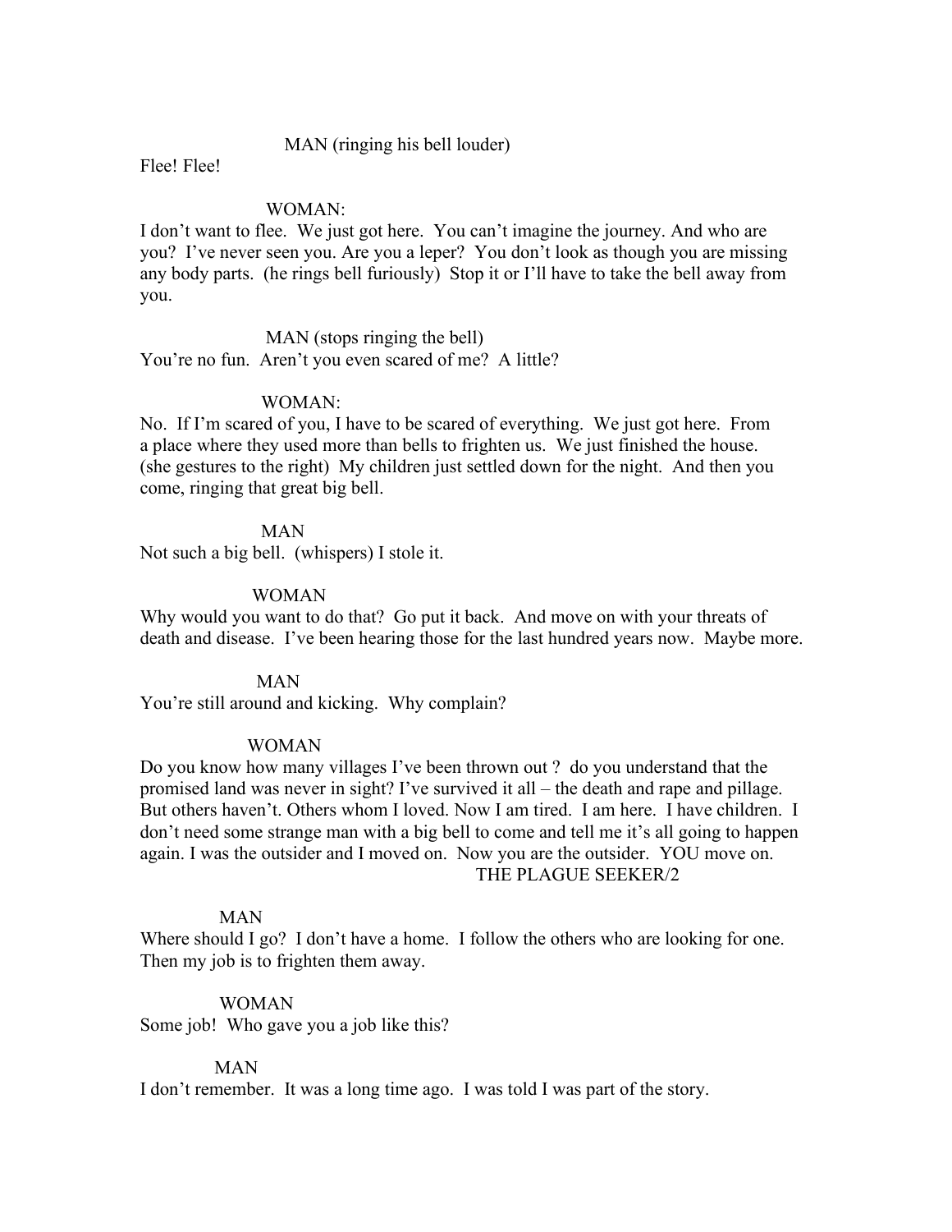MAN (ringing his bell louder)

Flee! Flee!

WOMAN:

I don't want to flee. We just got here. You can't imagine the journey. And who are you? I've never seen you. Are you a leper? You don't look as though you are missing any body parts. (he rings bell furiously) Stop it or I'll have to take the bell away from you.

MAN (stops ringing the bell)

You're no fun. Aren't you even scared of me? A little?

WOMAN:

No. If I'm scared of you, I have to be scared of everything. We just got here. From a place where they used more than bells to frighten us. We just finished the house. (she gestures to the right) My children just settled down for the night. And then you come, ringing that great big bell.

MAN

Not such a big bell. (whispers) I stole it.

WOMAN

Why would you want to do that? Go put it back. And move on with your threats of death and disease. I've been hearing those for the last hundred years now. Maybe more.

MAN

You're still around and kicking. Why complain?

WOMAN

Do you know how many villages I've been thrown out ? do you understand that the promised land was never in sight? I've survived it all – the death and rape and pillage. But others haven't. Others whom I loved. Now I am tired. I am here. I have children. I don't need some strange man with a big bell to come and tell me it's all going to happen again. I was the outsider and I moved on. Now you are the outsider. YOU move on.

MAN

Where should I go? I don't have a home. I follow the others who are looking for one. Then my job is to frighten them away.

WOMAN

Some job! Who gave you a job like this?

MAN

I don't remember. It was a long time ago. I was told I was part of the story.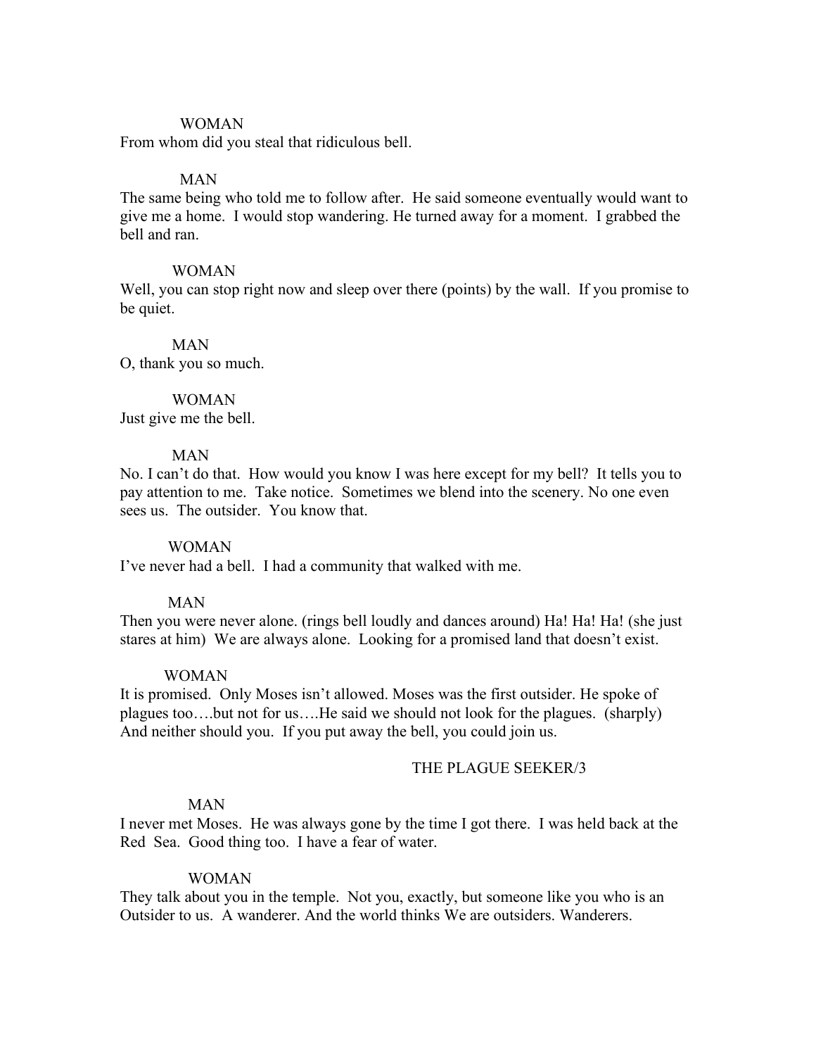WOMAN

From whom did you steal that ridiculous bell.

MAN

The same being who told me to follow after. He said someone eventually would want to give me a home. I would stop wandering. He turned away for a moment. I grabbed the bell and ran.

WOMAN

Well, you can stop right now and sleep over there (points) by the wall. If you promise to be quiet.

MAN

O, thank you so much.

WOMAN

Just give me the bell.

MAN

No. I can't do that. How would you know I was here except for my bell? It tells you to pay attention to me. Take notice. Sometimes we blend into the scenery. No one even sees us. The outsider. You know that.

WOMAN

I've never had a bell. I had a community that walked with me.

MAN

Then you were never alone. (rings bell loudly and dances around) Ha! Ha! Ha! (she just stares at him) We are always alone. Looking for a promised land that doesn't exist.

WOMAN

It is promised. Only Moses isn't allowed. Moses was the first outsider. He spoke of plagues too….but not for us….He said we should not look for the plagues. (sharply) And neither should you. If you put away the bell, you could join us.

MAN

I never met Moses. He was always gone by the time I got there. I was held back at the Red Sea. Good thing too. I have a fear of water.

WOMAN

They talk about you in the temple. Not you, exactly, but someone like you who is an Outsider to us. A wanderer. And the world thinks We are outsiders. Wanderers.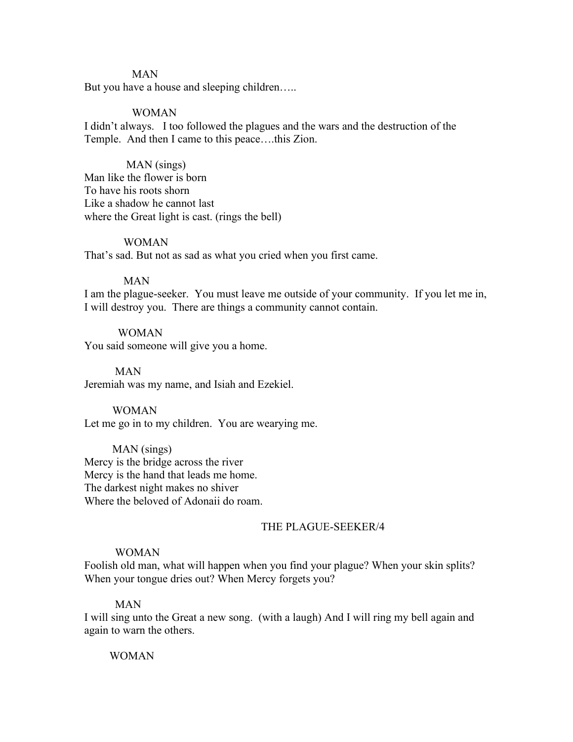MAN

But you have a house and sleeping children…..

WOMAN

I didn't always. I too followed the plagues and the wars and the destruction of the Temple. And then I came to this peace….this Zion.

MAN (sings)

Man like the flower is born
To have his roots shorn
Like a shadow he cannot last
where the Great light is cast. (rings the bell)

WOMAN

That's sad. But not as sad as what you cried when you first came.

MAN

I am the plague-seeker. You must leave me outside of your community. If you let me in, I will destroy you. There are things a community cannot contain.

WOMAN

You said someone will give you a home.

MAN

Jeremiah was my name, and Isiah and Ezekiel.

WOMAN

Let me go in to my children. You are wearying me.

MAN (sings)

Mercy is the bridge across the river
Mercy is the hand that leads me home.
The darkest night makes no shiver
Where the beloved of Adonaii do roam.

WOMAN

Foolish old man, what will happen when you find your plague? When your skin splits? When your tongue dries out? When Mercy forgets you?

MAN

I will sing unto the Great a new song. (with a laugh) And I will ring my bell again and again to warn the others.

WOMAN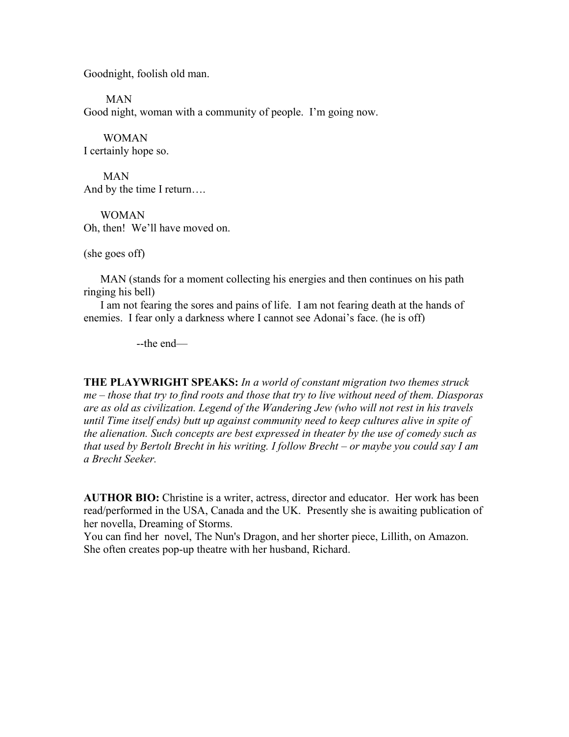Goodnight, foolish old man.

MAN
Good night, woman with a community of people. I'm going now.

WOMAN
I certainly hope so.

MAN
And by the time I return….

WOMAN
Oh, then! We'll have moved on.

(she goes off)

MAN (stands for a moment collecting his energies and then continues on his path ringing his bell)
I am not fearing the sores and pains of life. I am not fearing death at the hands of enemies. I fear only a darkness where I cannot see Adonai's face. (he is off)

--the end—

**THE PLAYWRIGHT SPEAKS:** *In a world of constant migration two themes struck me – those that try to find roots and those that try to live without need of them. Diasporas are as old as civilization. Legend of the Wandering Jew (who will not rest in his travels until Time itself ends) butt up against community need to keep cultures alive in spite of the alienation. Such concepts are best expressed in theater by the use of comedy such as that used by Bertolt Brecht in his writing. I follow Brecht – or maybe you could say I am a Brecht Seeker.*

**AUTHOR BIO:** Christine is a writer, actress, director and educator. Her work has been read/performed in the USA, Canada and the UK. Presently she is awaiting publication of her novella, Dreaming of Storms.
You can find her novel, The Nun's Dragon, and her shorter piece, Lillith, on Amazon. She often creates pop-up theatre with her husband, Richard.